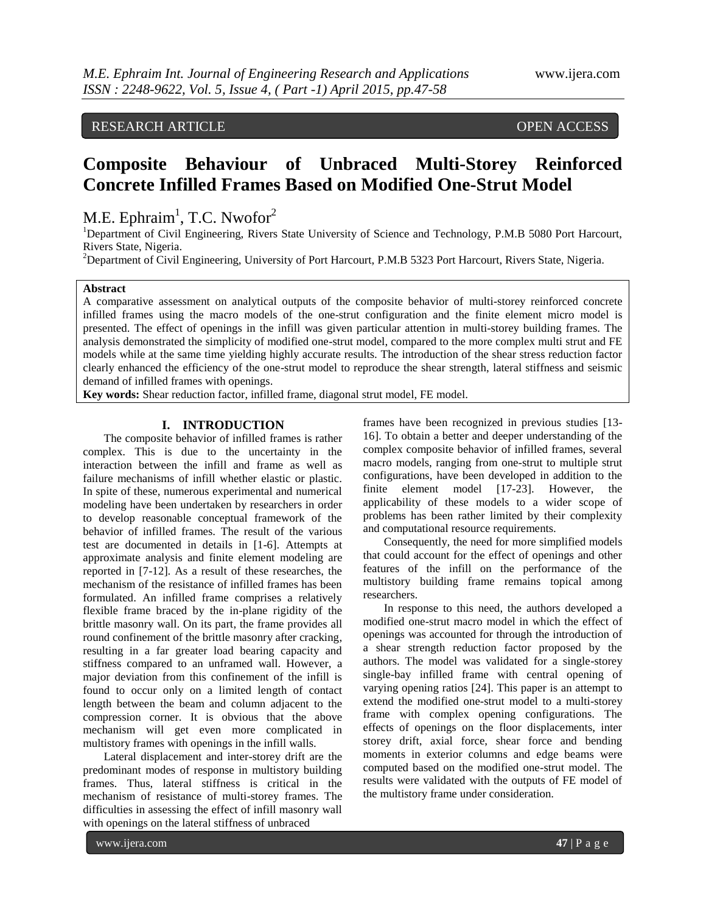RESEARCH ARTICLE OPEN ACCESS

# Composite Behaviour of Unbraced Multi-Storey Reinforced Concrete Infilled Frames Based on Modified One-Strut Model

M.E. Ephraim[1], T.C. Nwofor[2]

[1]Department of Civil Engineering, Rivers State University of Science and Technology, P.M.B 5080 Port Harcourt, Rivers State, Nigeria.

[2]Department of Civil Engineering, University of Port Harcourt, P.M.B 5323 Port Harcourt, Rivers State, Nigeria.

**Abstract**

A comparative assessment on analytical outputs of the composite behavior of multi-storey reinforced concrete infilled frames using the macro models of the one-strut configuration and the finite element micro model is presented. The effect of openings in the infill was given particular attention in multi-storey building frames. The analysis demonstrated the simplicity of modified one-strut model, compared to the more complex multi strut and FE models while at the same time yielding highly accurate results. The introduction of the shear stress reduction factor clearly enhanced the efficiency of the one-strut model to reproduce the shear strength, lateral stiffness and seismic demand of infilled frames with openings.

**Key words:** Shear reduction factor, infilled frame, diagonal strut model, FE model.

## I. INTRODUCTION

The composite behavior of infilled frames is rather complex. This is due to the uncertainty in the interaction between the infill and frame as well as failure mechanisms of infill whether elastic or plastic. In spite of these, numerous experimental and numerical modeling have been undertaken by researchers in order to develop reasonable conceptual framework of the behavior of infilled frames. The result of the various test are documented in details in [1-6]. Attempts at approximate analysis and finite element modeling are reported in [7-12]. As a result of these researches, the mechanism of the resistance of infilled frames has been formulated. An infilled frame comprises a relatively flexible frame braced by the in-plane rigidity of the brittle masonry wall. On its part, the frame provides all round confinement of the brittle masonry after cracking, resulting in a far greater load bearing capacity and stiffness compared to an unframed wall. However, a major deviation from this confinement of the infill is found to occur only on a limited length of contact length between the beam and column adjacent to the compression corner. It is obvious that the above mechanism will get even more complicated in multistory frames with openings in the infill walls.

Lateral displacement and inter-storey drift are the predominant modes of response in multistory building frames. Thus, lateral stiffness is critical in the mechanism of resistance of multi-storey frames. The difficulties in assessing the effect of infill masonry wall with openings on the lateral stiffness of unbraced frames have been recognized in previous studies [13-16]. To obtain a better and deeper understanding of the complex composite behavior of infilled frames, several macro models, ranging from one-strut to multiple strut configurations, have been developed in addition to the finite element model [17-23]. However, the applicability of these models to a wider scope of problems has been rather limited by their complexity and computational resource requirements.

Consequently, the need for more simplified models that could account for the effect of openings and other features of the infill on the performance of the multistory building frame remains topical among researchers.

In response to this need, the authors developed a modified one-strut macro model in which the effect of openings was accounted for through the introduction of a shear strength reduction factor proposed by the authors. The model was validated for a single-storey single-bay infilled frame with central opening of varying opening ratios [24]. This paper is an attempt to extend the modified one-strut model to a multi-storey frame with complex opening configurations. The effects of openings on the floor displacements, inter storey drift, axial force, shear force and bending moments in exterior columns and edge beams were computed based on the modified one-strut model. The results were validated with the outputs of FE model of the multistory frame under consideration.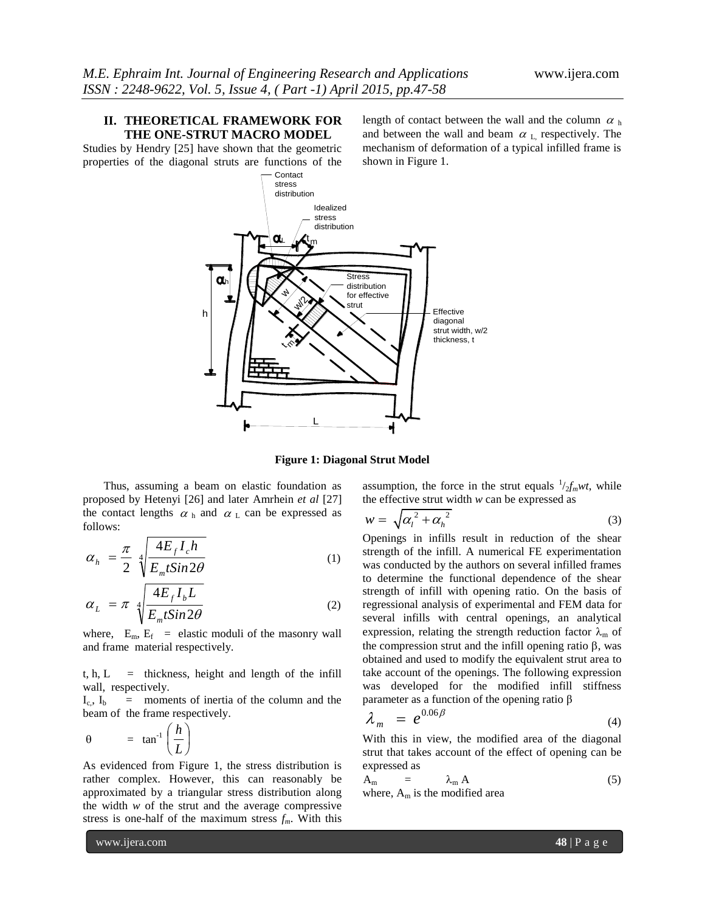## II. THEORETICAL FRAMEWORK FOR THE ONE-STRUT MACRO MODEL

Studies by Hendry [25] have shown that the geometric properties of the diagonal struts are functions of the length of contact between the wall and the column $\alpha_h$ and between the wall and beam $\alpha_L$, respectively. The mechanism of deformation of a typical infilled frame is shown in Figure 1.

**Figure 1: Diagonal Strut Model**

Thus, assuming a beam on elastic foundation as proposed by Hetenyi [26] and later Amrhein *et al* [27] the contact lengths $\alpha_h$ and $\alpha_L$ can be expressed as follows:

$$\alpha_h = \frac{\pi}{2}\sqrt[4]{\frac{4E_f I_c h}{E_m t Sin 2\theta}} \tag{1}$$

$$\alpha_L = \pi\sqrt[4]{\frac{4E_f I_b L}{E_m t Sin 2\theta}} \tag{2}$$

where, $E_m$, $E_f$ = elastic moduli of the masonry wall and frame material respectively.

t, h, L = thickness, height and length of the infill wall, respectively.

$I_c$, $I_b$ = moments of inertia of the column and the beam of the frame respectively.

$\theta = \tan^{-1}\left(\frac{h}{L}\right)$

As evidenced from Figure 1, the stress distribution is rather complex. However, this can reasonably be approximated by a triangular stress distribution along the width *w* of the strut and the average compressive stress is one-half of the maximum stress $f_m$. With this assumption, the force in the strut equals $\frac{1}{2}f_m wt$, while the effective strut width *w* can be expressed as

$$w = \sqrt{\alpha_l^2 + \alpha_h^2} \tag{3}$$

Openings in infills result in reduction of the shear strength of the infill. A numerical FE experimentation was conducted by the authors on several infilled frames to determine the functional dependence of the shear strength of infill with opening ratio. On the basis of regressional analysis of experimental and FEM data for several infills with central openings, an analytical expression, relating the strength reduction factor $\lambda_m$ of the compression strut and the infill opening ratio $\beta$, was obtained and used to modify the equivalent strut area to take account of the openings. The following expression was developed for the modified infill stiffness parameter as a function of the opening ratio $\beta$

$$\lambda_m = e^{0.06\beta} \tag{4}$$

With this in view, the modified area of the diagonal strut that takes account of the effect of opening can be expressed as

$$A_m = \lambda_m A \tag{5}$$

where, $A_m$ is the modified area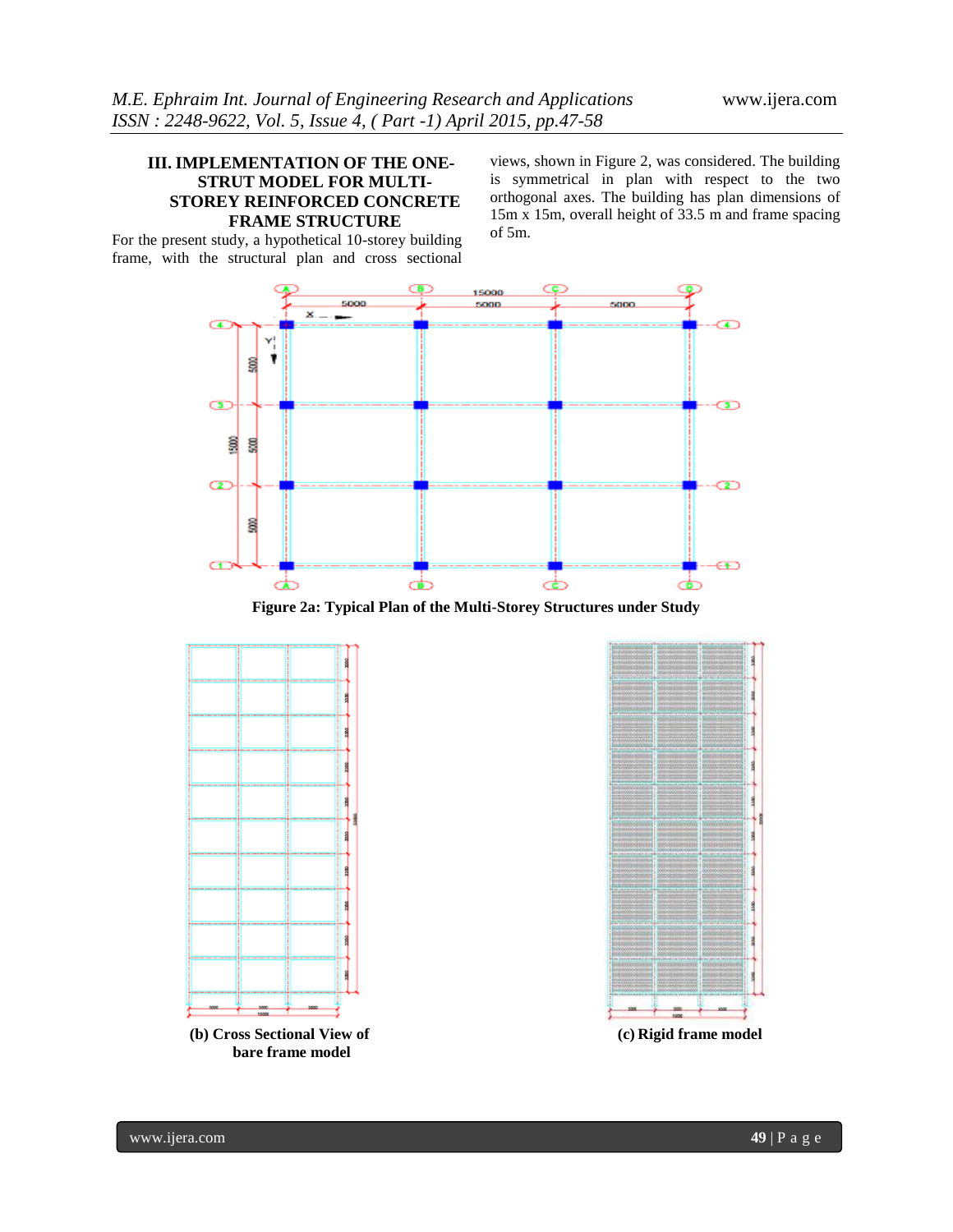## III. IMPLEMENTATION OF THE ONE-STRUT MODEL FOR MULTI-STOREY REINFORCED CONCRETE FRAME STRUCTURE

For the present study, a hypothetical 10-storey building frame, with the structural plan and cross sectional views, shown in Figure 2, was considered. The building is symmetrical in plan with respect to the two orthogonal axes. The building has plan dimensions of 15m x 15m, overall height of 33.5 m and frame spacing of 5m.

**Figure 2a: Typical Plan of the Multi-Storey Structures under Study**

**(b) Cross Sectional View of bare frame model**

**(c) Rigid frame model**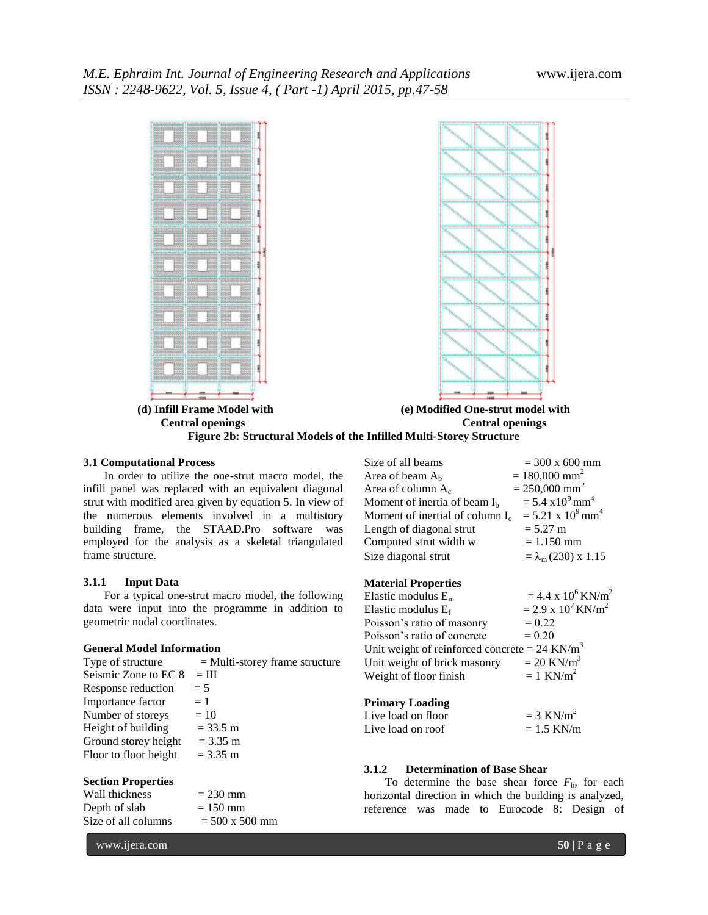(d) **Infill Frame Model with Central openings**

(e) **Modified One-strut model with Central openings**

**Figure 2b: Structural Models of the Infilled Multi-Storey Structure**

### 3.1 Computational Process

In order to utilize the one-strut macro model, the infill panel was replaced with an equivalent diagonal strut with modified area given by equation 5. In view of the numerous elements involved in a multistory building frame, the STAAD.Pro software was employed for the analysis as a skeletal triangulated frame structure.

#### 3.1.1 Input Data

For a typical one-strut macro model, the following data were input into the programme in addition to geometric nodal coordinates.

**General Model Information**

Type of structure = Multi-storey frame structure
Seismic Zone to EC 8 = III
Response reduction = 5
Importance factor = 1
Number of storeys = 10
Height of building = 33.5 m
Ground storey height = 3.35 m
Floor to floor height = 3.35 m

**Section Properties**

Wall thickness = 230 mm
Depth of slab = 150 mm
Size of all columns = 500 x 500 mm
Size of all beams = 300 x 600 mm
Area of beam $A_b$ = 180,000 mm$^2$
Area of column $A_c$ = 250,000 mm$^2$
Moment of inertia of beam $I_b$ = 5.4 x10$^9$ mm$^4$
Moment of inertial of column $I_c$ = 5.21 x 10$^9$ mm$^4$
Length of diagonal strut = 5.27 m
Computed strut width w = 1.150 mm
Size diagonal strut = $\lambda_m$ (230) x 1.15

**Material Properties**

Elastic modulus $E_m$ = 4.4 x 10$^6$ KN/m$^2$
Elastic modulus $E_f$ = 2.9 x 10$^7$ KN/m$^2$
Poisson's ratio of masonry = 0.22
Poisson's ratio of concrete = 0.20
Unit weight of reinforced concrete = 24 KN/m$^3$
Unit weight of brick masonry = 20 KN/m$^3$
Weight of floor finish = 1 KN/m$^2$

**Primary Loading**

Live load on floor = 3 KN/m$^2$
Live load on roof = 1.5 KN/m

#### 3.1.2 Determination of Base Shear

To determine the base shear force $F_b$, for each horizontal direction in which the building is analyzed, reference was made to Eurocode 8: Design of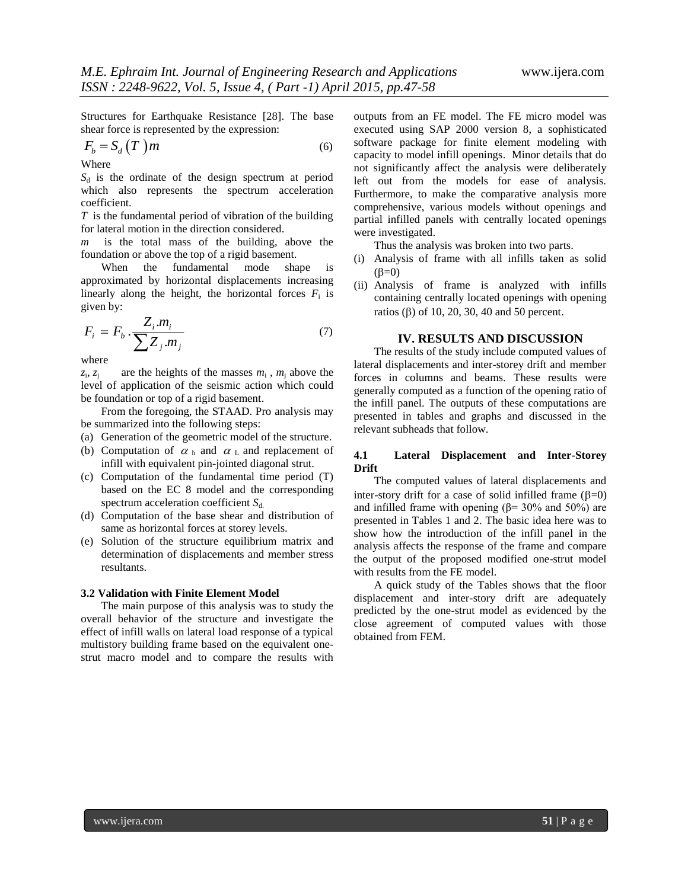Structures for Earthquake Resistance [28]. The base shear force is represented by the expression:

$$F_b = S_d\left(T\right)m \tag{6}$$

Where

$S_d$ is the ordinate of the design spectrum at period which also represents the spectrum acceleration coefficient.

$T$ is the fundamental period of vibration of the building for lateral motion in the direction considered.

$m$ is the total mass of the building, above the foundation or above the top of a rigid basement.

When the fundamental mode shape is approximated by horizontal displacements increasing linearly along the height, the horizontal forces $F_i$ is given by:

$$F_i = F_b \cdot \frac{Z_i . m_i}{\sum Z_j . m_j} \tag{7}$$

where

$z_i$, $z_j$ are the heights of the masses $m_i$ , $m_j$ above the level of application of the seismic action which could be foundation or top of a rigid basement.

From the foregoing, the STAAD. Pro analysis may be summarized into the following steps:

(a) Generation of the geometric model of the structure.
(b) Computation of $\alpha_h$ and $\alpha_L$ and replacement of infill with equivalent pin-jointed diagonal strut.
(c) Computation of the fundamental time period (T) based on the EC 8 model and the corresponding spectrum acceleration coefficient $S_d$.
(d) Computation of the base shear and distribution of same as horizontal forces at storey levels.
(e) Solution of the structure equilibrium matrix and determination of displacements and member stress resultants.

### 3.2 Validation with Finite Element Model

The main purpose of this analysis was to study the overall behavior of the structure and investigate the effect of infill walls on lateral load response of a typical multistory building frame based on the equivalent one-strut macro model and to compare the results with outputs from an FE model. The FE micro model was executed using SAP 2000 version 8, a sophisticated software package for finite element modeling with capacity to model infill openings. Minor details that do not significantly affect the analysis were deliberately left out from the models for ease of analysis. Furthermore, to make the comparative analysis more comprehensive, various models without openings and partial infilled panels with centrally located openings were investigated.

Thus the analysis was broken into two parts.

(i) Analysis of frame with all infills taken as solid ($\beta$=0)
(ii) Analysis of frame is analyzed with infills containing centrally located openings with opening ratios ($\beta$) of 10, 20, 30, 40 and 50 percent.

## IV. RESULTS AND DISCUSSION

The results of the study include computed values of lateral displacements and inter-storey drift and member forces in columns and beams. These results were generally computed as a function of the opening ratio of the infill panel. The outputs of these computations are presented in tables and graphs and discussed in the relevant subheads that follow.

### 4.1 Lateral Displacement and Inter-Storey Drift

The computed values of lateral displacements and inter-story drift for a case of solid infilled frame ($\beta$=0) and infilled frame with opening ($\beta$= 30% and 50%) are presented in Tables 1 and 2. The basic idea here was to show how the introduction of the infill panel in the analysis affects the response of the frame and compare the output of the proposed modified one-strut model with results from the FE model.

A quick study of the Tables shows that the floor displacement and inter-story drift are adequately predicted by the one-strut model as evidenced by the close agreement of computed values with those obtained from FEM.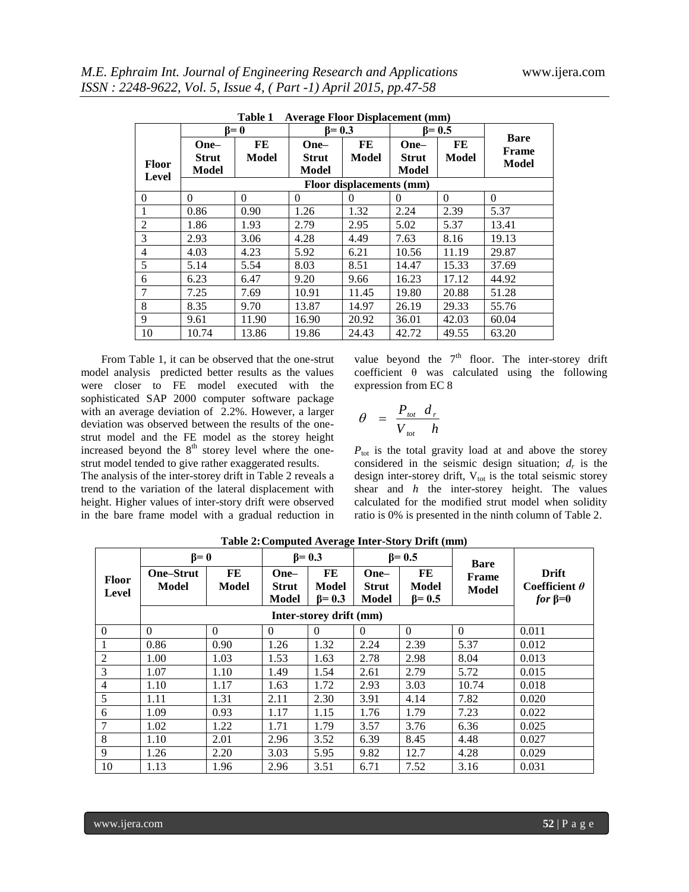**Table 1 Average Floor Displacement (mm)**

| Floor Level | β= 0 | | β= 0.3 | | β= 0.5 | | Bare Frame Model |
|---|---|---|---|---|---|---|---|
| | One–Strut Model | FE Model | One–Strut Model | FE Model | One–Strut Model | FE Model | |
| | Floor displacements (mm) | | | | | | |
| 0 | 0 | 0 | 0 | 0 | 0 | 0 | 0 |
| 1 | 0.86 | 0.90 | 1.26 | 1.32 | 2.24 | 2.39 | 5.37 |
| 2 | 1.86 | 1.93 | 2.79 | 2.95 | 5.02 | 5.37 | 13.41 |
| 3 | 2.93 | 3.06 | 4.28 | 4.49 | 7.63 | 8.16 | 19.13 |
| 4 | 4.03 | 4.23 | 5.92 | 6.21 | 10.56 | 11.19 | 29.87 |
| 5 | 5.14 | 5.54 | 8.03 | 8.51 | 14.47 | 15.33 | 37.69 |
| 6 | 6.23 | 6.47 | 9.20 | 9.66 | 16.23 | 17.12 | 44.92 |
| 7 | 7.25 | 7.69 | 10.91 | 11.45 | 19.80 | 20.88 | 51.28 |
| 8 | 8.35 | 9.70 | 13.87 | 14.97 | 26.19 | 29.33 | 55.76 |
| 9 | 9.61 | 11.90 | 16.90 | 20.92 | 36.01 | 42.03 | 60.04 |
| 10 | 10.74 | 13.86 | 19.86 | 24.43 | 42.72 | 49.55 | 63.20 |

From Table 1, it can be observed that the one-strut model analysis predicted better results as the values were closer to FE model executed with the sophisticated SAP 2000 computer software package with an average deviation of 2.2%. However, a larger deviation was observed between the results of the one-strut model and the FE model as the storey height increased beyond the 8th storey level where the one-strut model tended to give rather exaggerated results.

The analysis of the inter-storey drift in Table 2 reveals a trend to the variation of the lateral displacement with height. Higher values of inter-story drift were observed in the bare frame model with a gradual reduction in value beyond the 7th floor. The inter-storey drift coefficient θ was calculated using the following expression from EC 8

$$\theta = \frac{P_{tot}}{V_{tot}} \frac{d_r}{h}$$

$P_{tot}$ is the total gravity load at and above the storey considered in the seismic design situation; $d_r$ is the design inter-storey drift, $V_{tot}$ is the total seismic storey shear and $h$ the inter-storey height. The values calculated for the modified strut model when solidity ratio is 0% is presented in the ninth column of Table 2.

**Table 2: Computed Average Inter-Story Drift (mm)**

| Floor Level | β= 0 | | β= 0.3 | | β= 0.5 | | Bare Frame Model | Drift Coefficient $\theta$ *for* β=0 |
|---|---|---|---|---|---|---|---|---|
| | One–Strut Model | FE Model | One–Strut Model | FE Model β= 0.3 | One–Strut Model | FE Model β= 0.5 | | |
| | Inter-storey drift (mm) | | | | | | | |
| 0 | 0 | 0 | 0 | 0 | 0 | 0 | 0 | 0.011 |
| 1 | 0.86 | 0.90 | 1.26 | 1.32 | 2.24 | 2.39 | 5.37 | 0.012 |
| 2 | 1.00 | 1.03 | 1.53 | 1.63 | 2.78 | 2.98 | 8.04 | 0.013 |
| 3 | 1.07 | 1.10 | 1.49 | 1.54 | 2.61 | 2.79 | 5.72 | 0.015 |
| 4 | 1.10 | 1.17 | 1.63 | 1.72 | 2.93 | 3.03 | 10.74 | 0.018 |
| 5 | 1.11 | 1.31 | 2.11 | 2.30 | 3.91 | 4.14 | 7.82 | 0.020 |
| 6 | 1.09 | 0.93 | 1.17 | 1.15 | 1.76 | 1.79 | 7.23 | 0.022 |
| 7 | 1.02 | 1.22 | 1.71 | 1.79 | 3.57 | 3.76 | 6.36 | 0.025 |
| 8 | 1.10 | 2.01 | 2.96 | 3.52 | 6.39 | 8.45 | 4.48 | 0.027 |
| 9 | 1.26 | 2.20 | 3.03 | 5.95 | 9.82 | 12.7 | 4.28 | 0.029 |
| 10 | 1.13 | 1.96 | 2.96 | 3.51 | 6.71 | 7.52 | 3.16 | 0.031 |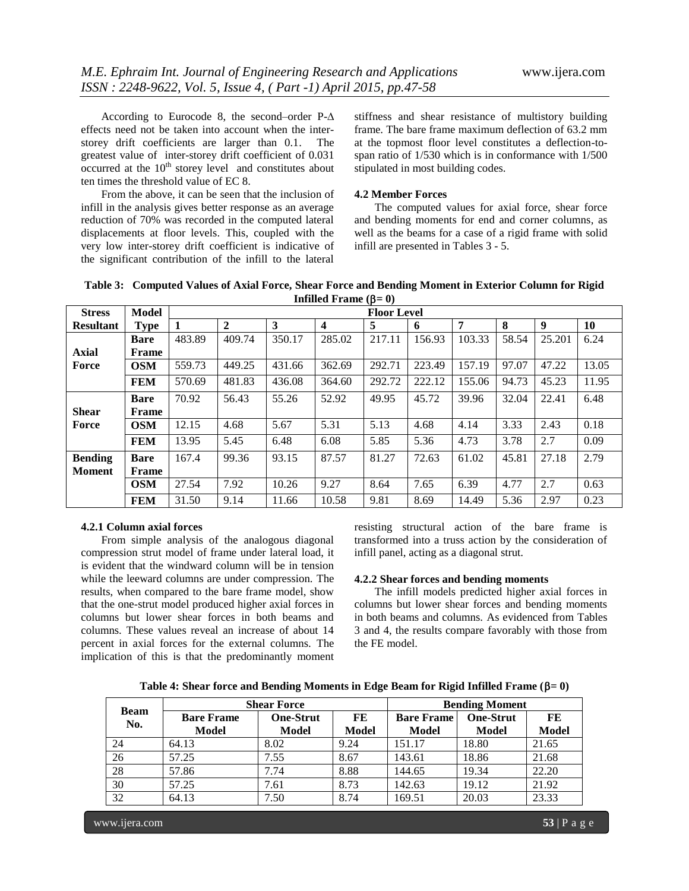According to Eurocode 8, the second–order P-Δ effects need not be taken into account when the inter-storey drift coefficients are larger than 0.1. The greatest value of inter-storey drift coefficient of 0.031 occurred at the $10^{th}$ storey level and constitutes about ten times the threshold value of EC 8.

From the above, it can be seen that the inclusion of infill in the analysis gives better response as an average reduction of 70% was recorded in the computed lateral displacements at floor levels. This, coupled with the very low inter-storey drift coefficient is indicative of the significant contribution of the infill to the lateral stiffness and shear resistance of multistory building frame. The bare frame maximum deflection of 63.2 mm at the topmost floor level constitutes a deflection-to-span ratio of 1/530 which is in conformance with 1/500 stipulated in most building codes.

### 4.2 Member Forces

The computed values for axial force, shear force and bending moments for end and corner columns, as well as the beams for a case of a rigid frame with solid infill are presented in Tables 3 - 5.

**Table 3: Computed Values of Axial Force, Shear Force and Bending Moment in Exterior Column for Rigid Infilled Frame ($\beta = 0$)**

| Stress Resultant | Model Type | Floor Level | | | | | | | | | |
|---|---|---|---|---|---|---|---|---|---|---|---|
| | | 1 | 2 | 3 | 4 | 5 | 6 | 7 | 8 | 9 | 10 |
| Axial Force | Bare Frame | 483.89 | 409.74 | 350.17 | 285.02 | 217.11 | 156.93 | 103.33 | 58.54 | 25.201 | 6.24 |
| | OSM | 559.73 | 449.25 | 431.66 | 362.69 | 292.71 | 223.49 | 157.19 | 97.07 | 47.22 | 13.05 |
| | FEM | 570.69 | 481.83 | 436.08 | 364.60 | 292.72 | 222.12 | 155.06 | 94.73 | 45.23 | 11.95 |
| Shear Force | Bare Frame | 70.92 | 56.43 | 55.26 | 52.92 | 49.95 | 45.72 | 39.96 | 32.04 | 22.41 | 6.48 |
| | OSM | 12.15 | 4.68 | 5.67 | 5.31 | 5.13 | 4.68 | 4.14 | 3.33 | 2.43 | 0.18 |
| | FEM | 13.95 | 5.45 | 6.48 | 6.08 | 5.85 | 5.36 | 4.73 | 3.78 | 2.7 | 0.09 |
| Bending Moment | Bare Frame | 167.4 | 99.36 | 93.15 | 87.57 | 81.27 | 72.63 | 61.02 | 45.81 | 27.18 | 2.79 |
| | OSM | 27.54 | 7.92 | 10.26 | 9.27 | 8.64 | 7.65 | 6.39 | 4.77 | 2.7 | 0.63 |
| | FEM | 31.50 | 9.14 | 11.66 | 10.58 | 9.81 | 8.69 | 14.49 | 5.36 | 2.97 | 0.23 |

#### 4.2.1 Column axial forces

From simple analysis of the analogous diagonal compression strut model of frame under lateral load, it is evident that the windward column will be in tension while the leeward columns are under compression. The results, when compared to the bare frame model, show that the one-strut model produced higher axial forces in columns but lower shear forces in both beams and columns. These values reveal an increase of about 14 percent in axial forces for the external columns. The implication of this is that the predominantly moment resisting structural action of the bare frame is transformed into a truss action by the consideration of infill panel, acting as a diagonal strut.

#### 4.2.2 Shear forces and bending moments

The infill models predicted higher axial forces in columns but lower shear forces and bending moments in both beams and columns. As evidenced from Tables 3 and 4, the results compare favorably with those from the FE model.

**Table 4: Shear force and Bending Moments in Edge Beam for Rigid Infilled Frame ($\beta = 0$)**

| Beam No. | Shear Force | | | Bending Moment | | |
|---|---|---|---|---|---|---|
| | Bare Frame Model | One-Strut Model | FE Model | Bare Frame Model | One-Strut Model | FE Model |
| 24 | 64.13 | 8.02 | 9.24 | 151.17 | 18.80 | 21.65 |
| 26 | 57.25 | 7.55 | 8.67 | 143.61 | 18.86 | 21.68 |
| 28 | 57.86 | 7.74 | 8.88 | 144.65 | 19.34 | 22.20 |
| 30 | 57.25 | 7.61 | 8.73 | 142.63 | 19.12 | 21.92 |
| 32 | 64.13 | 7.50 | 8.74 | 169.51 | 20.03 | 23.33 |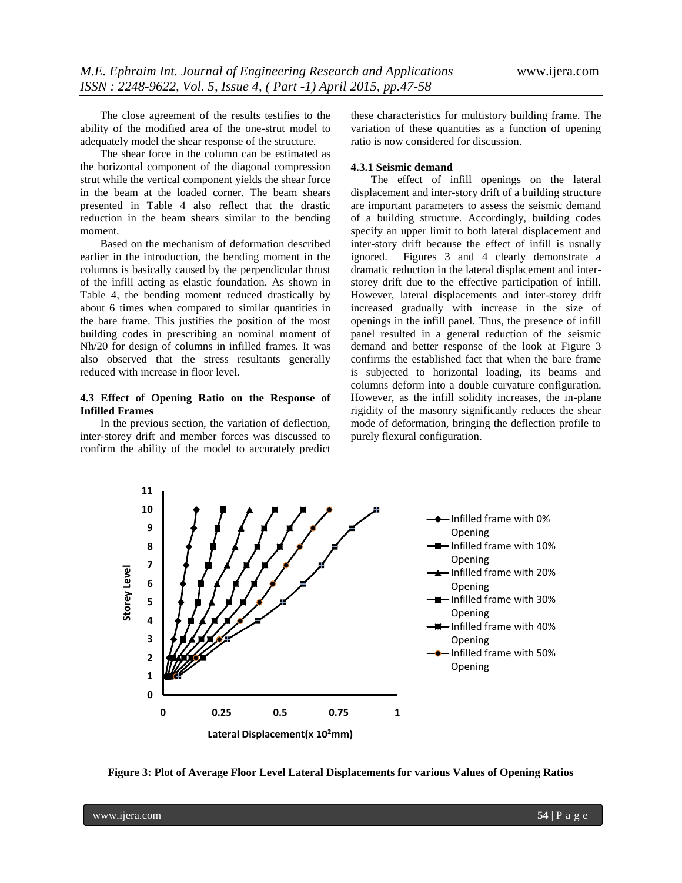The close agreement of the results testifies to the ability of the modified area of the one-strut model to adequately model the shear response of the structure.

The shear force in the column can be estimated as the horizontal component of the diagonal compression strut while the vertical component yields the shear force in the beam at the loaded corner. The beam shears presented in Table 4 also reflect that the drastic reduction in the beam shears similar to the bending moment.

Based on the mechanism of deformation described earlier in the introduction, the bending moment in the columns is basically caused by the perpendicular thrust of the infill acting as elastic foundation. As shown in Table 4, the bending moment reduced drastically by about 6 times when compared to similar quantities in the bare frame. This justifies the position of the most building codes in prescribing an nominal moment of Nh/20 for design of columns in infilled frames. It was also observed that the stress resultants generally reduced with increase in floor level.

### 4.3 Effect of Opening Ratio on the Response of Infilled Frames

In the previous section, the variation of deflection, inter-storey drift and member forces was discussed to confirm the ability of the model to accurately predict these characteristics for multistory building frame. The variation of these quantities as a function of opening ratio is now considered for discussion.

#### 4.3.1 Seismic demand

The effect of infill openings on the lateral displacement and inter-story drift of a building structure are important parameters to assess the seismic demand of a building structure. Accordingly, building codes specify an upper limit to both lateral displacement and inter-story drift because the effect of infill is usually ignored. Figures 3 and 4 clearly demonstrate a dramatic reduction in the lateral displacement and inter-storey drift due to the effective participation of infill. However, lateral displacements and inter-storey drift increased gradually with increase in the size of openings in the infill panel. Thus, the presence of infill panel resulted in a general reduction of the seismic demand and better response of the look at Figure 3 confirms the established fact that when the bare frame is subjected to horizontal loading, its beams and columns deform into a double curvature configuration. However, as the infill solidity increases, the in-plane rigidity of the masonry significantly reduces the shear mode of deformation, bringing the deflection profile to purely flexural configuration.

**Figure 3: Plot of Average Floor Level Lateral Displacements for various Values of Opening Ratios**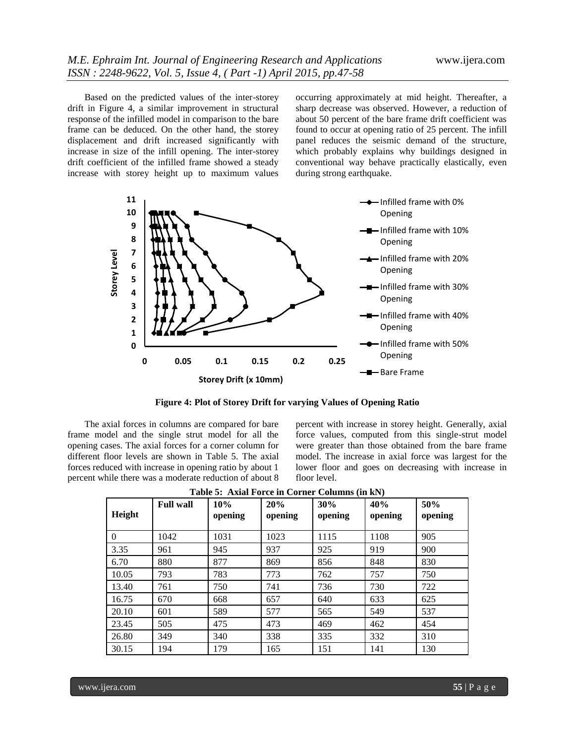Based on the predicted values of the inter-storey drift in Figure 4, a similar improvement in structural response of the infilled model in comparison to the bare frame can be deduced. On the other hand, the storey displacement and drift increased significantly with increase in size of the infill opening. The inter-storey drift coefficient of the infilled frame showed a steady increase with storey height up to maximum values occurring approximately at mid height. Thereafter, a sharp decrease was observed. However, a reduction of about 50 percent of the bare frame drift coefficient was found to occur at opening ratio of 25 percent. The infill panel reduces the seismic demand of the structure, which probably explains why buildings designed in conventional way behave practically elastically, even during strong earthquake.

**Figure 4: Plot of Storey Drift for varying Values of Opening Ratio**

The axial forces in columns are compared for bare frame model and the single strut model for all the opening cases. The axial forces for a corner column for different floor levels are shown in Table 5. The axial forces reduced with increase in opening ratio by about 1 percent while there was a moderate reduction of about 8 percent with increase in storey height. Generally, axial force values, computed from this single-strut model were greater than those obtained from the bare frame model. The increase in axial force was largest for the lower floor and goes on decreasing with increase in floor level.

**Table 5: Axial Force in Corner Columns (in kN)**

| Height | Full wall | 10% opening | 20% opening | 30% opening | 40% opening | 50% opening |
|---|---|---|---|---|---|---|
| 0 | 1042 | 1031 | 1023 | 1115 | 1108 | 905 |
| 3.35 | 961 | 945 | 937 | 925 | 919 | 900 |
| 6.70 | 880 | 877 | 869 | 856 | 848 | 830 |
| 10.05 | 793 | 783 | 773 | 762 | 757 | 750 |
| 13.40 | 761 | 750 | 741 | 736 | 730 | 722 |
| 16.75 | 670 | 668 | 657 | 640 | 633 | 625 |
| 20.10 | 601 | 589 | 577 | 565 | 549 | 537 |
| 23.45 | 505 | 475 | 473 | 469 | 462 | 454 |
| 26.80 | 349 | 340 | 338 | 335 | 332 | 310 |
| 30.15 | 194 | 179 | 165 | 151 | 141 | 130 |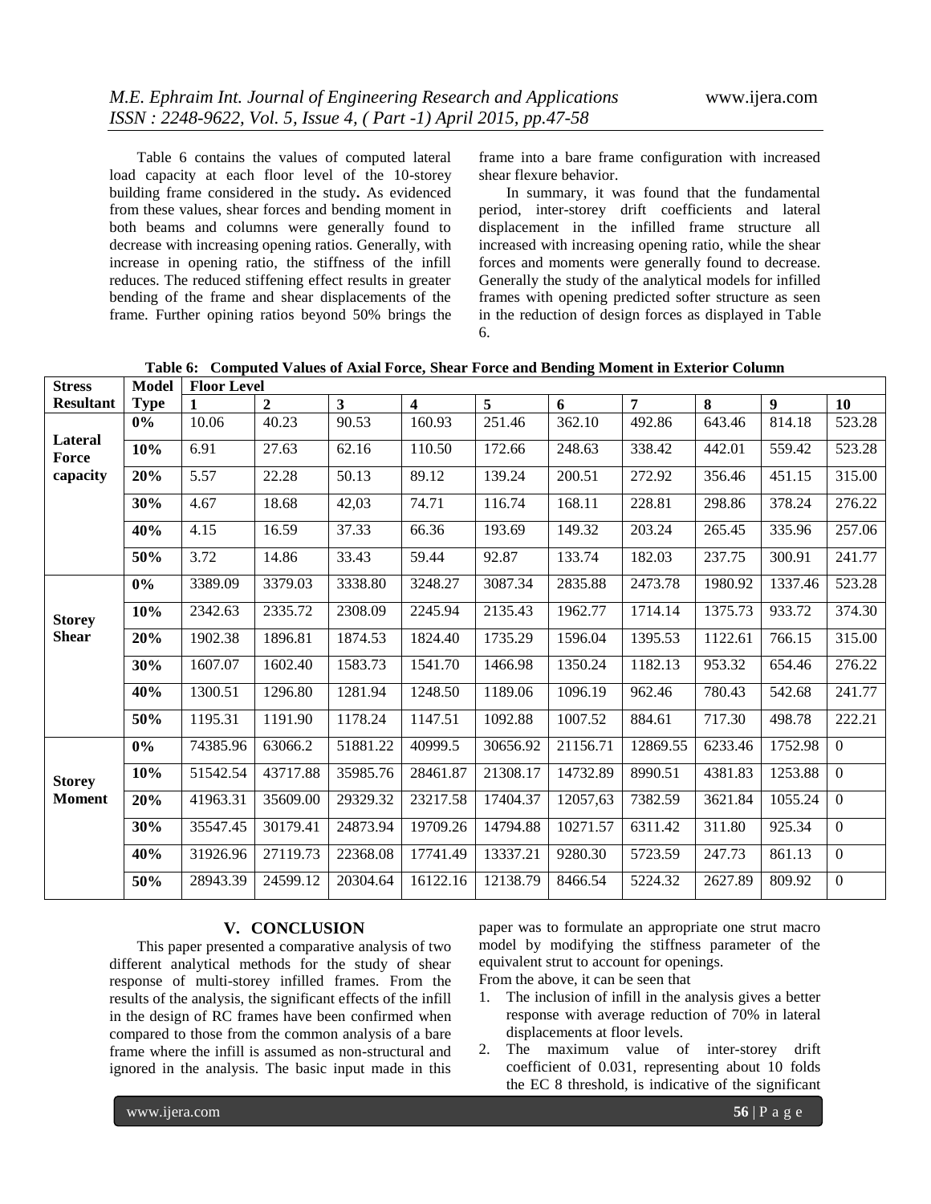Table 6 contains the values of computed lateral load capacity at each floor level of the 10-storey building frame considered in the study**.** As evidenced from these values, shear forces and bending moment in both beams and columns were generally found to decrease with increasing opening ratios. Generally, with increase in opening ratio, the stiffness of the infill reduces. The reduced stiffening effect results in greater bending of the frame and shear displacements of the frame. Further opining ratios beyond 50% brings the frame into a bare frame configuration with increased shear flexure behavior.

In summary, it was found that the fundamental period, inter-storey drift coefficients and lateral displacement in the infilled frame structure all increased with increasing opening ratio, while the shear forces and moments were generally found to decrease. Generally the study of the analytical models for infilled frames with opening predicted softer structure as seen in the reduction of design forces as displayed in Table 6.

**Table 6: Computed Values of Axial Force, Shear Force and Bending Moment in Exterior Column**

| Stress Resultant | Model Type | Floor Level | | | | | | | | | |
|---|---|---|---|---|---|---|---|---|---|---|---|
| | | 1 | 2 | 3 | 4 | 5 | 6 | 7 | 8 | 9 | 10 |
| Lateral Force capacity | 0% | 10.06 | 40.23 | 90.53 | 160.93 | 251.46 | 362.10 | 492.86 | 643.46 | 814.18 | 523.28 |
| | 10% | 6.91 | 27.63 | 62.16 | 110.50 | 172.66 | 248.63 | 338.42 | 442.01 | 559.42 | 523.28 |
| | 20% | 5.57 | 22.28 | 50.13 | 89.12 | 139.24 | 200.51 | 272.92 | 356.46 | 451.15 | 315.00 |
| | 30% | 4.67 | 18.68 | 42,03 | 74.71 | 116.74 | 168.11 | 228.81 | 298.86 | 378.24 | 276.22 |
| | 40% | 4.15 | 16.59 | 37.33 | 66.36 | 193.69 | 149.32 | 203.24 | 265.45 | 335.96 | 257.06 |
| | 50% | 3.72 | 14.86 | 33.43 | 59.44 | 92.87 | 133.74 | 182.03 | 237.75 | 300.91 | 241.77 |
| Storey Shear | 0% | 3389.09 | 3379.03 | 3338.80 | 3248.27 | 3087.34 | 2835.88 | 2473.78 | 1980.92 | 1337.46 | 523.28 |
| | 10% | 2342.63 | 2335.72 | 2308.09 | 2245.94 | 2135.43 | 1962.77 | 1714.14 | 1375.73 | 933.72 | 374.30 |
| | 20% | 1902.38 | 1896.81 | 1874.53 | 1824.40 | 1735.29 | 1596.04 | 1395.53 | 1122.61 | 766.15 | 315.00 |
| | 30% | 1607.07 | 1602.40 | 1583.73 | 1541.70 | 1466.98 | 1350.24 | 1182.13 | 953.32 | 654.46 | 276.22 |
| | 40% | 1300.51 | 1296.80 | 1281.94 | 1248.50 | 1189.06 | 1096.19 | 962.46 | 780.43 | 542.68 | 241.77 |
| | 50% | 1195.31 | 1191.90 | 1178.24 | 1147.51 | 1092.88 | 1007.52 | 884.61 | 717.30 | 498.78 | 222.21 |
| Storey Moment | 0% | 74385.96 | 63066.2 | 51881.22 | 40999.5 | 30656.92 | 21156.71 | 12869.55 | 6233.46 | 1752.98 | 0 |
| | 10% | 51542.54 | 43717.88 | 35985.76 | 28461.87 | 21308.17 | 14732.89 | 8990.51 | 4381.83 | 1253.88 | 0 |
| | 20% | 41963.31 | 35609.00 | 29329.32 | 23217.58 | 17404.37 | 12057,63 | 7382.59 | 3621.84 | 1055.24 | 0 |
| | 30% | 35547.45 | 30179.41 | 24873.94 | 19709.26 | 14794.88 | 10271.57 | 6311.42 | 311.80 | 925.34 | 0 |
| | 40% | 31926.96 | 27119.73 | 22368.08 | 17741.49 | 13337.21 | 9280.30 | 5723.59 | 247.73 | 861.13 | 0 |
| | 50% | 28943.39 | 24599.12 | 20304.64 | 16122.16 | 12138.79 | 8466.54 | 5224.32 | 2627.89 | 809.92 | 0 |

## V. CONCLUSION

This paper presented a comparative analysis of two different analytical methods for the study of shear response of multi-storey infilled frames. From the results of the analysis, the significant effects of the infill in the design of RC frames have been confirmed when compared to those from the common analysis of a bare frame where the infill is assumed as non-structural and ignored in the analysis. The basic input made in this paper was to formulate an appropriate one strut macro model by modifying the stiffness parameter of the equivalent strut to account for openings.

From the above, it can be seen that

1. The inclusion of infill in the analysis gives a better response with average reduction of 70% in lateral displacements at floor levels.
2. The maximum value of inter-storey drift coefficient of 0.031, representing about 10 folds the EC 8 threshold, is indicative of the significant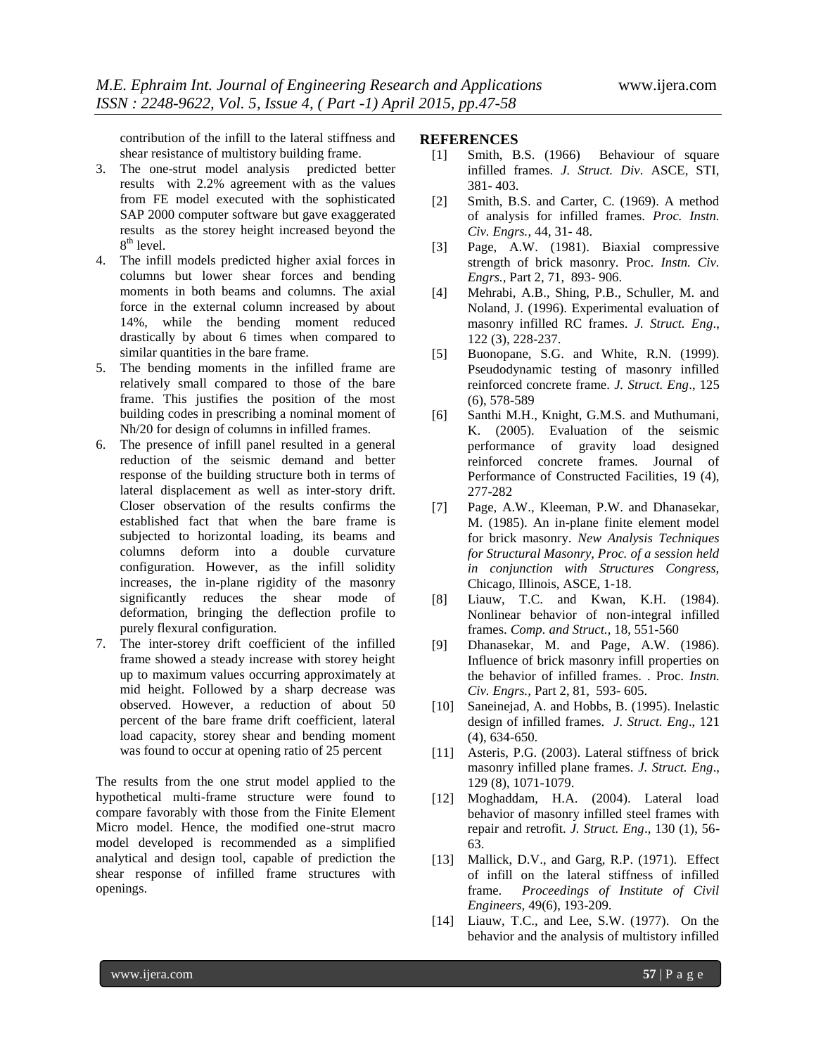contribution of the infill to the lateral stiffness and shear resistance of multistory building frame.

3. The one-strut model analysis predicted better results with 2.2% agreement with as the values from FE model executed with the sophisticated SAP 2000 computer software but gave exaggerated results as the storey height increased beyond the $8^{th}$ level.
4. The infill models predicted higher axial forces in columns but lower shear forces and bending moments in both beams and columns. The axial force in the external column increased by about 14%, while the bending moment reduced drastically by about 6 times when compared to similar quantities in the bare frame.
5. The bending moments in the infilled frame are relatively small compared to those of the bare frame. This justifies the position of the most building codes in prescribing a nominal moment of Nh/20 for design of columns in infilled frames.
6. The presence of infill panel resulted in a general reduction of the seismic demand and better response of the building structure both in terms of lateral displacement as well as inter-story drift. Closer observation of the results confirms the established fact that when the bare frame is subjected to horizontal loading, its beams and columns deform into a double curvature configuration. However, as the infill solidity increases, the in-plane rigidity of the masonry significantly reduces the shear mode of deformation, bringing the deflection profile to purely flexural configuration.
7. The inter-storey drift coefficient of the infilled frame showed a steady increase with storey height up to maximum values occurring approximately at mid height. Followed by a sharp decrease was observed. However, a reduction of about 50 percent of the bare frame drift coefficient, lateral load capacity, storey shear and bending moment was found to occur at opening ratio of 25 percent

The results from the one strut model applied to the hypothetical multi-frame structure were found to compare favorably with those from the Finite Element Micro model. Hence, the modified one-strut macro model developed is recommended as a simplified analytical and design tool, capable of prediction the shear response of infilled frame structures with openings.

## REFERENCES

[1] Smith, B.S. (1966) Behaviour of square infilled frames. *J. Struct. Div*. ASCE, STI, 381- 403.

[2] Smith, B.S. and Carter, C. (1969). A method of analysis for infilled frames. *Proc. Instn. Civ. Engrs.*, 44, 31- 48.

[3] Page, A.W. (1981). Biaxial compressive strength of brick masonry. Proc. *Instn. Civ. Engrs.*, Part 2, 71, 893- 906.

[4] Mehrabi, A.B., Shing, P.B., Schuller, M. and Noland, J. (1996). Experimental evaluation of masonry infilled RC frames. *J. Struct. Eng*., 122 (3), 228-237.

[5] Buonopane, S.G. and White, R.N. (1999). Pseudodynamic testing of masonry infilled reinforced concrete frame. *J. Struct. Eng*., 125 (6), 578-589

[6] Santhi M.H., Knight, G.M.S. and Muthumani, K. (2005). Evaluation of the seismic performance of gravity load designed reinforced concrete frames. Journal of Performance of Constructed Facilities, 19 (4), 277-282

[7] Page, A.W., Kleeman, P.W. and Dhanasekar, M. (1985). An in-plane finite element model for brick masonry. *New Analysis Techniques for Structural Masonry, Proc. of a session held in conjunction with Structures Congress,* Chicago, Illinois, ASCE, 1-18.

[8] Liauw, T.C. and Kwan, K.H. (1984). Nonlinear behavior of non-integral infilled frames. *Comp. and Struct.*, 18, 551-560

[9] Dhanasekar, M. and Page, A.W. (1986). Influence of brick masonry infill properties on the behavior of infilled frames. . Proc. *Instn. Civ. Engrs.*, Part 2, 81, 593- 605.

[10] Saneinejad, A. and Hobbs, B. (1995). Inelastic design of infilled frames. *J. Struct. Eng*., 121 (4), 634-650.

[11] Asteris, P.G. (2003). Lateral stiffness of brick masonry infilled plane frames. *J. Struct. Eng*., 129 (8), 1071-1079.

[12] Moghaddam, H.A. (2004). Lateral load behavior of masonry infilled steel frames with repair and retrofit. *J. Struct. Eng*., 130 (1), 56-63.

[13] Mallick, D.V., and Garg, R.P. (1971). Effect of infill on the lateral stiffness of infilled frame. *Proceedings of Institute of Civil Engineers,* 49(6), 193-209.

[14] Liauw, T.C., and Lee, S.W. (1977). On the behavior and the analysis of multistory infilled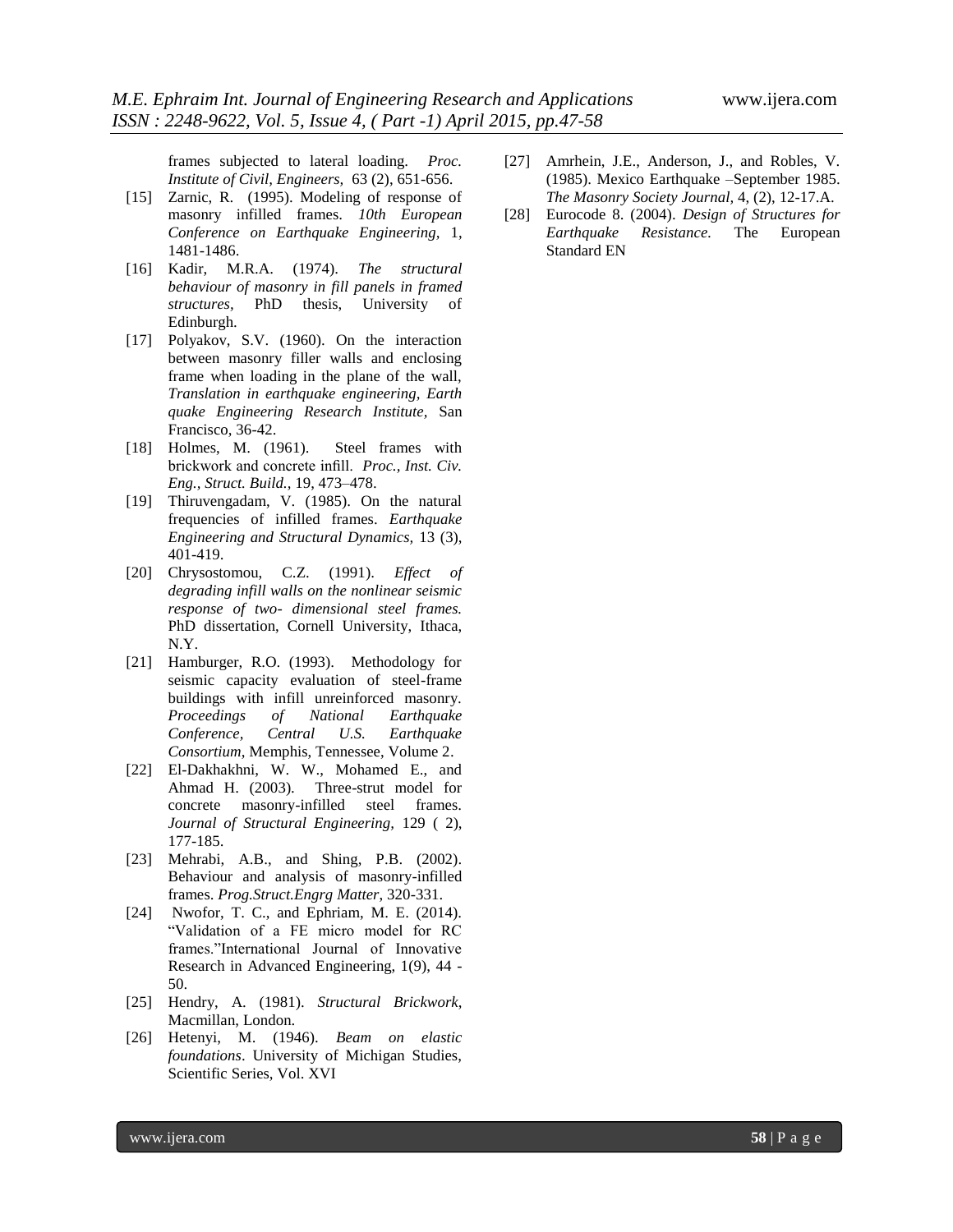frames subjected to lateral loading. *Proc. Institute of Civil, Engineers,* 63 (2), 651-656.

[15] Zarnic, R. (1995). Modeling of response of masonry infilled frames. *10th European Conference on Earthquake Engineering,* 1, 1481-1486.

[16] Kadir, M.R.A. (1974). *The structural behaviour of masonry in fill panels in framed structures,* PhD thesis, University of Edinburgh.

[17] Polyakov, S.V. (1960). On the interaction between masonry filler walls and enclosing frame when loading in the plane of the wall, *Translation in earthquake engineering, Earth quake Engineering Research Institute,* San Francisco, 36-42.

[18] Holmes, M. (1961). Steel frames with brickwork and concrete infill. *Proc., Inst. Civ. Eng., Struct. Build.,* 19, 473–478.

[19] Thiruvengadam, V. (1985). On the natural frequencies of infilled frames. *Earthquake Engineering and Structural Dynamics,* 13 (3), 401-419.

[20] Chrysostomou, C.Z. (1991). *Effect of degrading infill walls on the nonlinear seismic response of two- dimensional steel frames.* PhD dissertation, Cornell University, Ithaca, N.Y.

[21] Hamburger, R.O. (1993). Methodology for seismic capacity evaluation of steel-frame buildings with infill unreinforced masonry. *Proceedings of National Earthquake Conference, Central U.S. Earthquake Consortium*, Memphis, Tennessee, Volume 2.

[22] El-Dakhakhni, W. W., Mohamed E., and Ahmad H. (2003). Three-strut model for concrete masonry-infilled steel frames. *Journal of Structural Engineering,* 129 ( 2), 177-185.

[23] Mehrabi, A.B., and Shing, P.B. (2002). Behaviour and analysis of masonry-infilled frames. *Prog.Struct.Engrg Matter,* 320-331.

[24] Nwofor, T. C., and Ephriam, M. E. (2014). "Validation of a FE micro model for RC frames."International Journal of Innovative Research in Advanced Engineering, 1(9), 44 - 50.

[25] Hendry, A. (1981). *Structural Brickwork*, Macmillan, London.

[26] Hetenyi, M. (1946). *Beam on elastic foundations*. University of Michigan Studies, Scientific Series, Vol. XVI

[27] Amrhein, J.E., Anderson, J., and Robles, V. (1985). Mexico Earthquake –September 1985. *The Masonry Society Journal,* 4, (2), 12-17.A.

[28] Eurocode 8. (2004). *Design of Structures for Earthquake Resistance.* The European Standard EN